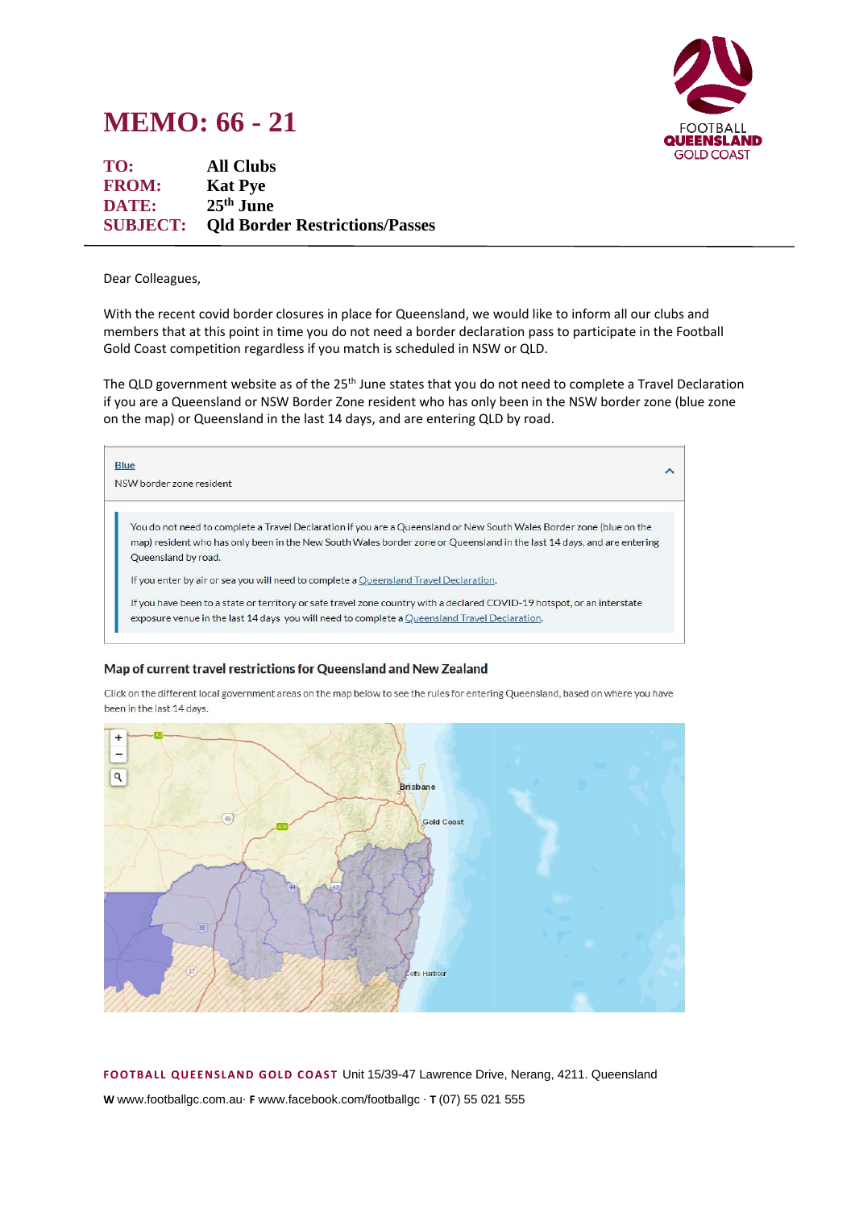# MEMO: 66 - 21

**TO:** All Clubs
**FROM:** Kat Pye
**DATE:** 25th June
**SUBJECT:** Qld Border Restrictions/Passes

---

Dear Colleagues,

With the recent covid border closures in place for Queensland, we would like to inform all our clubs and members that at this point in time you do not need a border declaration pass to participate in the Football Gold Coast competition regardless if you match is scheduled in NSW or QLD.

The QLD government website as of the 25th June states that you do not need to complete a Travel Declaration if you are a Queensland or NSW Border Zone resident who has only been in the NSW border zone (blue zone on the map) or Queensland in the last 14 days, and are entering QLD by road.

> **Blue**
>
> NSW border zone resident
>
> You do not need to complete a Travel Declaration if you are a Queensland or New South Wales Border zone (blue on the map) resident who has only been in the New South Wales border zone or Queensland in the last 14 days, and are entering Queensland by road.
>
> If you enter by air or sea you will need to complete a Queensland Travel Declaration.
>
> If you have been to a state or territory or safe travel zone country with a declared COVID-19 hotspot, or an interstate exposure venue in the last 14 days you will need to complete a Queensland Travel Declaration.

### Map of current travel restrictions for Queensland and New Zealand

Click on the different local government areas on the map below to see the rules for entering Queensland, based on where you have been in the last 14 days.

**FOOTBALL QUEENSLAND GOLD COAST** Unit 15/39-47 Lawrence Drive, Nerang, 4211. Queensland

**W** www.footballgc.com.au· **F** www.facebook.com/footballgc · **T** (07) 55 021 555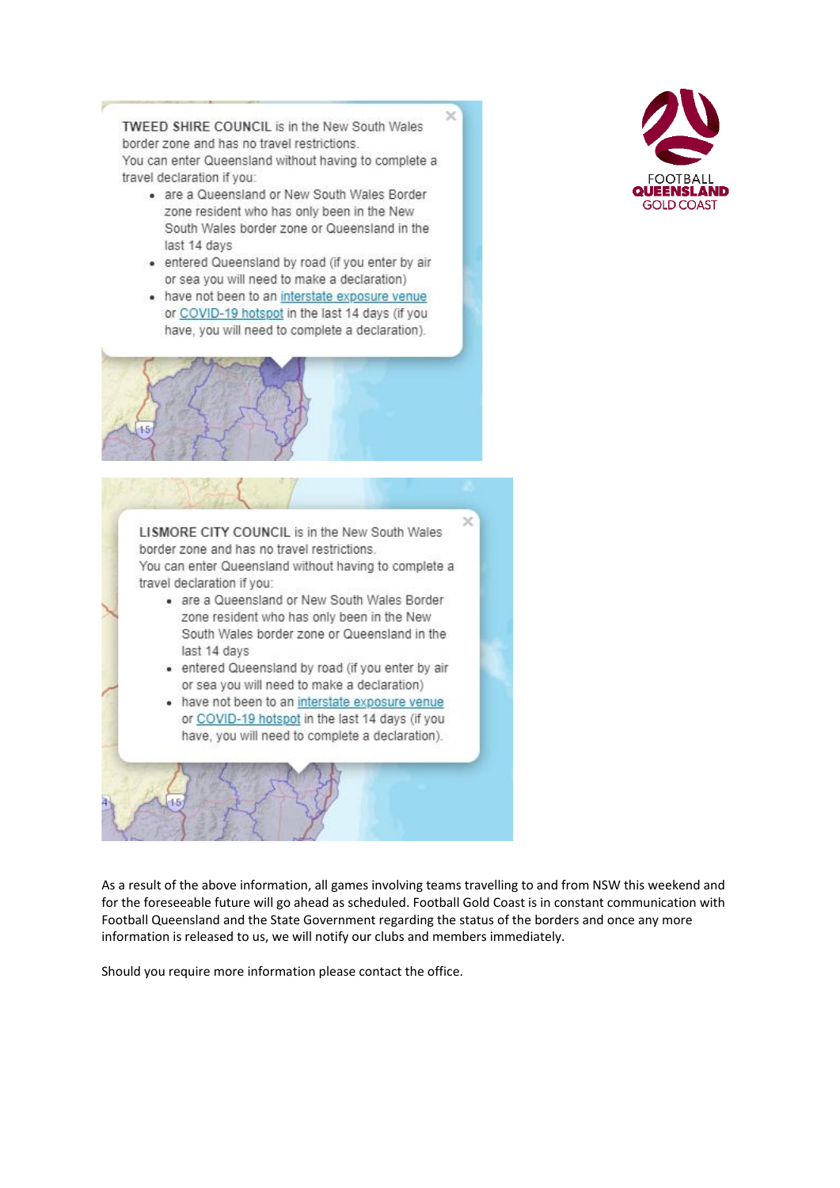TWEED SHIRE COUNCIL is in the New South Wales border zone and has no travel restrictions.
You can enter Queensland without having to complete a travel declaration if you:

- are a Queensland or New South Wales Border zone resident who has only been in the New South Wales border zone or Queensland in the last 14 days
- entered Queensland by road (if you enter by air or sea you will need to make a declaration)
- have not been to an interstate exposure venue or COVID-19 hotspot in the last 14 days (if you have, you will need to complete a declaration).

LISMORE CITY COUNCIL is in the New South Wales border zone and has no travel restrictions.
You can enter Queensland without having to complete a travel declaration if you:

- are a Queensland or New South Wales Border zone resident who has only been in the New South Wales border zone or Queensland in the last 14 days
- entered Queensland by road (if you enter by air or sea you will need to make a declaration)
- have not been to an interstate exposure venue or COVID-19 hotspot in the last 14 days (if you have, you will need to complete a declaration).

As a result of the above information, all games involving teams travelling to and from NSW this weekend and for the foreseeable future will go ahead as scheduled. Football Gold Coast is in constant communication with Football Queensland and the State Government regarding the status of the borders and once any more information is released to us, we will notify our clubs and members immediately.

Should you require more information please contact the office.